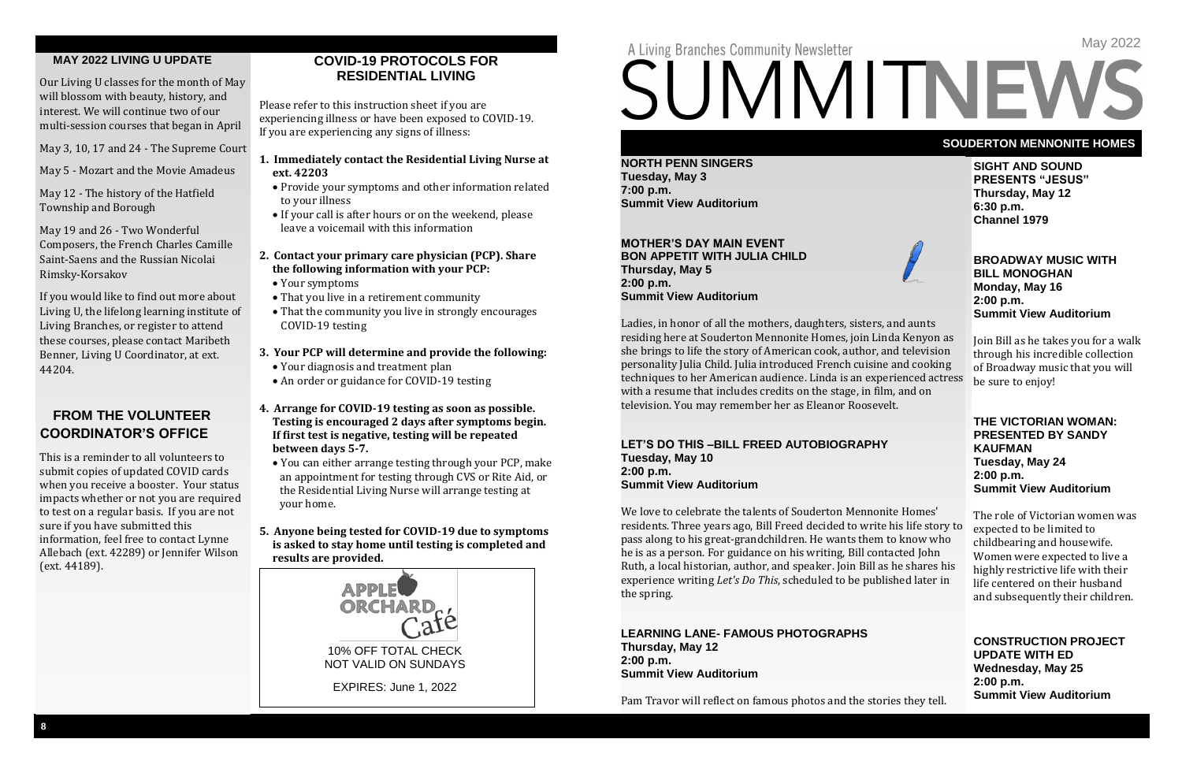## MAY 2022 LIVING U UPDATE

Our Living U classes for the month of May will blossom with beauty, history, and interest. We will continue two of our multi-session courses that began in April

May 3, 10, 17 and 24 - The Supreme Court

May 5 - Mozart and the Movie Amadeus

May 12 - The history of the Hatfield Township and Borough

May 19 and 26 - Two Wonderful Composers, the French Charles Camille Saint-Saens and the Russian Nicolai Rimsky-Korsakov

If you would like to find out more about Living U, the lifelong learning institute of Living Branches, or register to attend these courses, please contact Maribeth Benner, Living U Coordinator, at ext. 44204.

## FROM THE VOLUNTEER COORDINATOR'S OFFICE

This is a reminder to all volunteers to submit copies of updated COVID cards when you receive a booster. Your status impacts whether or not you are required to test on a regular basis. If you are not sure if you have submitted this information, feel free to contact Lynne Allebach (ext. 42289) or Jennifer Wilson (ext. 44189).

## COVID-19 PROTOCOLS FOR RESIDENTIAL LIVING

Please refer to this instruction sheet if you are experiencing illness or have been exposed to COVID-19. If you are experiencing any signs of illness:

1. **Immediately contact the Residential Living Nurse at ext. 42203**
   - Provide your symptoms and other information related to your illness
   - If your call is after hours or on the weekend, please leave a voicemail with this information
2. **Contact your primary care physician (PCP). Share the following information with your PCP:**
   - Your symptoms
   - That you live in a retirement community
   - That the community you live in strongly encourages COVID-19 testing
3. **Your PCP will determine and provide the following:**
   - Your diagnosis and treatment plan
   - An order or guidance for COVID-19 testing
4. **Arrange for COVID-19 testing as soon as possible. Testing is encouraged 2 days after symptoms begin. If first test is negative, testing will be repeated between days 5-7.**
   - You can either arrange testing through your PCP, make an appointment for testing through CVS or Rite Aid, or the Residential Living Nurse will arrange testing at your home.
5. **Anyone being tested for COVID-19 due to symptoms is asked to stay home until testing is completed and results are provided.**

APPLE ORCHARD Café

10% OFF TOTAL CHECK
NOT VALID ON SUNDAYS

EXPIRES: June 1, 2022

A Living Branches Community Newsletter

# SUMMITNEWS

May 2022

## SOUDERTON MENNONITE HOMES

**NORTH PENN SINGERS**
**Tuesday, May 3**
**7:00 p.m.**
**Summit View Auditorium**

**MOTHER'S DAY MAIN EVENT**
**BON APPETIT WITH JULIA CHILD**
**Thursday, May 5**
**2:00 p.m.**
**Summit View Auditorium**

Ladies, in honor of all the mothers, daughters, sisters, and aunts residing here at Souderton Mennonite Homes, join Linda Kenyon as she brings to life the story of American cook, author, and television personality Julia Child. Julia introduced French cuisine and cooking techniques to her American audience. Linda is an experienced actress with a resume that includes credits on the stage, in film, and on television. You may remember her as Eleanor Roosevelt.

**LET'S DO THIS –BILL FREED AUTOBIOGRAPHY**
**Tuesday, May 10**
**2:00 p.m.**
**Summit View Auditorium**

We love to celebrate the talents of Souderton Mennonite Homes' residents. Three years ago, Bill Freed decided to write his life story to pass along to his great-grandchildren. He wants them to know who he is as a person. For guidance on his writing, Bill contacted John Ruth, a local historian, author, and speaker. Join Bill as he shares his experience writing *Let's Do This*, scheduled to be published later in the spring.

**LEARNING LANE- FAMOUS PHOTOGRAPHS**
**Thursday, May 12**
**2:00 p.m.**
**Summit View Auditorium**

Pam Travor will reflect on famous photos and the stories they tell.

**SIGHT AND SOUND PRESENTS "JESUS"**
**Thursday, May 12**
**6:30 p.m.**
**Channel 1979**

**BROADWAY MUSIC WITH BILL MONOGHAN**
**Monday, May 16**
**2:00 p.m.**
**Summit View Auditorium**

Join Bill as he takes you for a walk through his incredible collection of Broadway music that you will be sure to enjoy!

**THE VICTORIAN WOMAN: PRESENTED BY SANDY KAUFMAN**
**Tuesday, May 24**
**2:00 p.m.**
**Summit View Auditorium**

The role of Victorian women was expected to be limited to childbearing and housewife. Women were expected to live a highly restrictive life with their life centered on their husband and subsequently their children.

**CONSTRUCTION PROJECT UPDATE WITH ED**
**Wednesday, May 25**
**2:00 p.m.**
**Summit View Auditorium**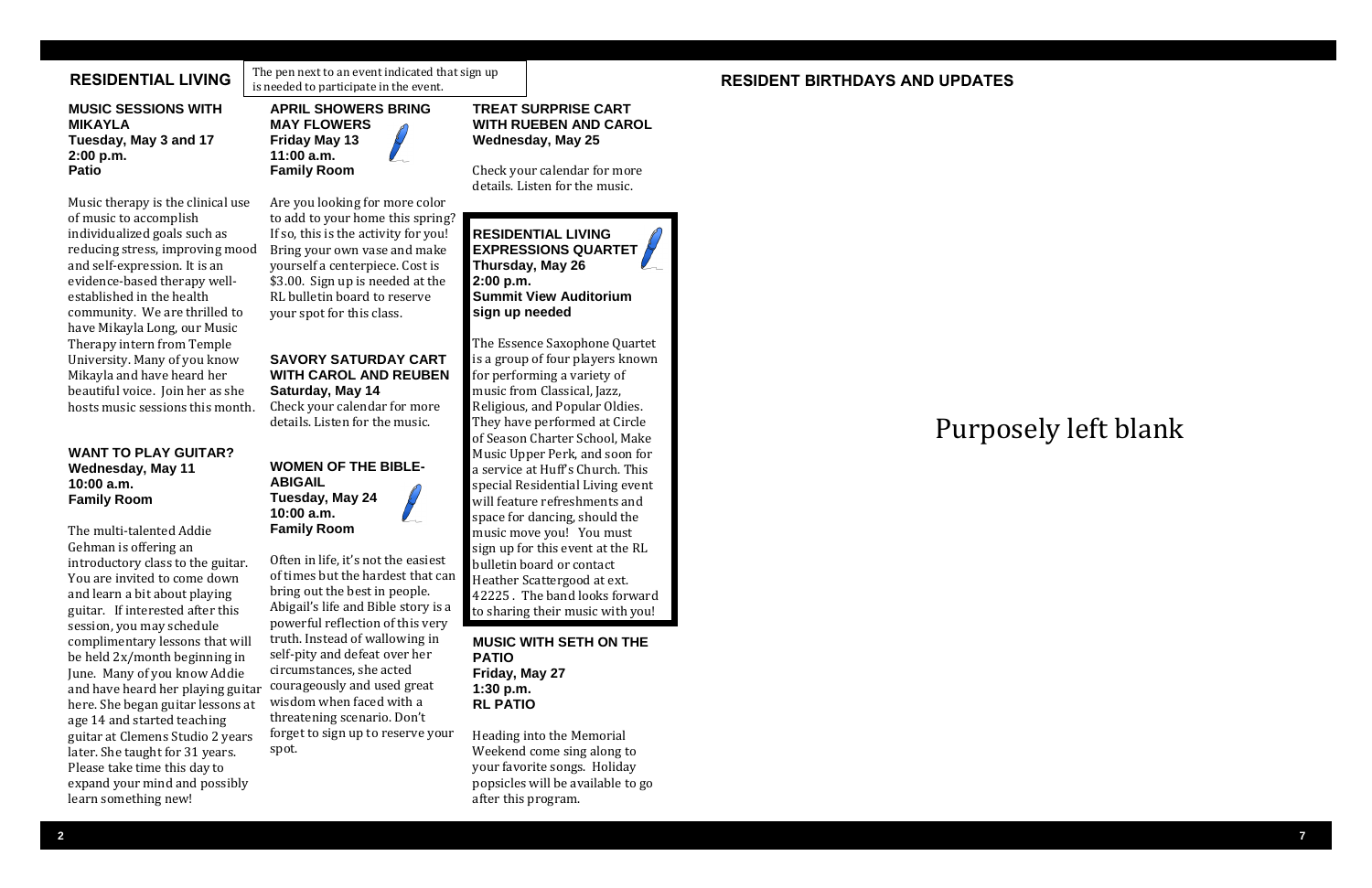## RESIDENTIAL LIVING

The pen next to an event indicated that sign up is needed to participate in the event.

### MUSIC SESSIONS WITH MIKAYLA
**Tuesday, May 3 and 17**
**2:00 p.m.**
**Patio**

Music therapy is the clinical use of music to accomplish individualized goals such as reducing stress, improving mood and self-expression. It is an evidence-based therapy well-established in the health community. We are thrilled to have Mikayla Long, our Music Therapy intern from Temple University. Many of you know Mikayla and have heard her beautiful voice. Join her as she hosts music sessions this month.

### WANT TO PLAY GUITAR?
**Wednesday, May 11**
**10:00 a.m.**
**Family Room**

The multi-talented Addie Gehman is offering an introductory class to the guitar. You are invited to come down and learn a bit about playing guitar. If interested after this session, you may schedule complimentary lessons that will be held 2x/month beginning in June. Many of you know Addie and have heard her playing guitar here. She began guitar lessons at age 14 and started teaching guitar at Clemens Studio 2 years later. She taught for 31 years. Please take time this day to expand your mind and possibly learn something new!

### APRIL SHOWERS BRING MAY FLOWERS
**Friday May 13**
**11:00 a.m.**
**Family Room**

Are you looking for more color to add to your home this spring? If so, this is the activity for you! Bring your own vase and make yourself a centerpiece. Cost is $3.00. Sign up is needed at the RL bulletin board to reserve your spot for this class.

### SAVORY SATURDAY CART WITH CAROL AND REUBEN
**Saturday, May 14**

Check your calendar for more details. Listen for the music.

### WOMEN OF THE BIBLE- ABIGAIL
**Tuesday, May 24**
**10:00 a.m.**
**Family Room**

Often in life, it's not the easiest of times but the hardest that can bring out the best in people. Abigail's life and Bible story is a powerful reflection of this very truth. Instead of wallowing in self-pity and defeat over her circumstances, she acted courageously and used great wisdom when faced with a threatening scenario. Don't forget to sign up to reserve your spot.

### TREAT SURPRISE CART WITH RUEBEN AND CAROL
**Wednesday, May 25**

Check your calendar for more details. Listen for the music.

### RESIDENTIAL LIVING EXPRESSIONS QUARTET
**Thursday, May 26**
**2:00 p.m.**
**Summit View Auditorium**
**sign up needed**

The Essence Saxophone Quartet is a group of four players known for performing a variety of music from Classical, Jazz, Religious, and Popular Oldies. They have performed at Circle of Season Charter School, Make Music Upper Perk, and soon for a service at Huff's Church. This special Residential Living event will feature refreshments and space for dancing, should the music move you! You must sign up for this event at the RL bulletin board or contact Heather Scattergood at ext. 42225 . The band looks forward to sharing their music with you!

### MUSIC WITH SETH ON THE PATIO
**Friday, May 27**
**1:30 p.m.**
**RL PATIO**

Heading into the Memorial Weekend come sing along to your favorite songs. Holiday popsicles will be available to go after this program.

## RESIDENT BIRTHDAYS AND UPDATES

Purposely left blank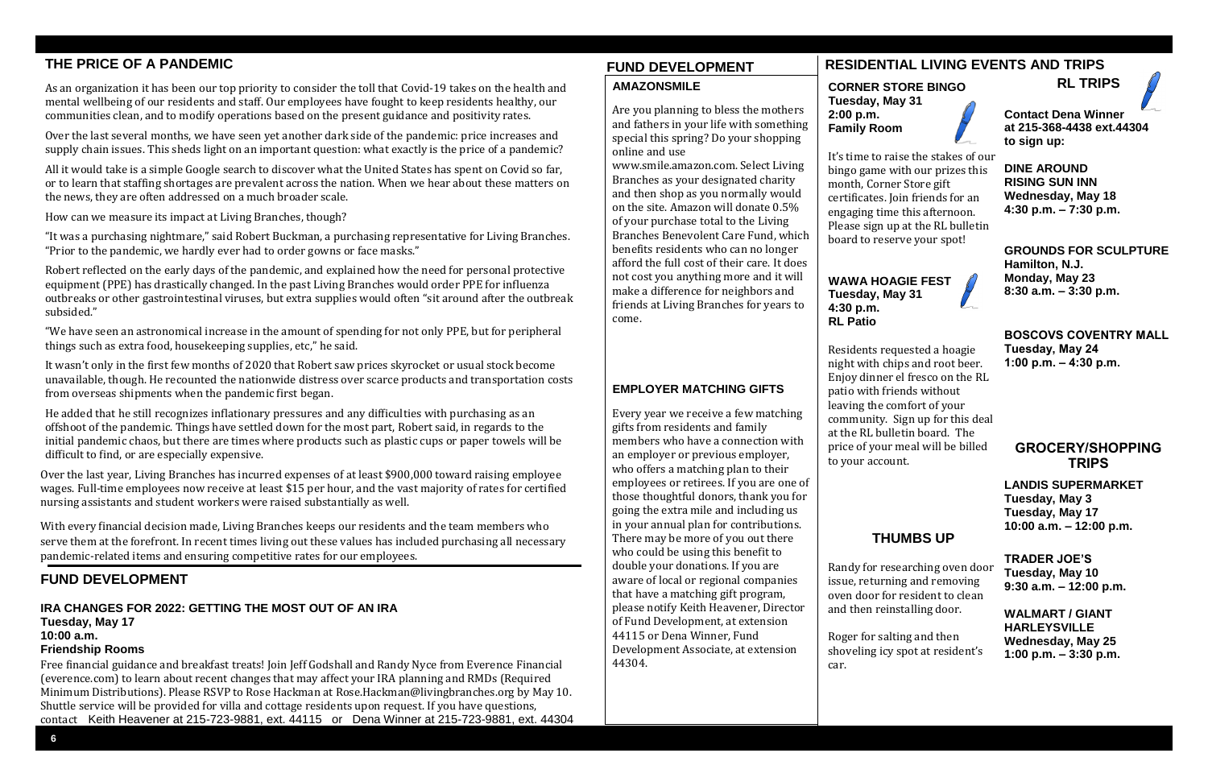## THE PRICE OF A PANDEMIC

As an organization it has been our top priority to consider the toll that Covid-19 takes on the health and mental wellbeing of our residents and staff. Our employees have fought to keep residents healthy, our communities clean, and to modify operations based on the present guidance and positivity rates.

Over the last several months, we have seen yet another dark side of the pandemic: price increases and supply chain issues. This sheds light on an important question: what exactly is the price of a pandemic?

All it would take is a simple Google search to discover what the United States has spent on Covid so far, or to learn that staffing shortages are prevalent across the nation. When we hear about these matters on the news, they are often addressed on a much broader scale.

How can we measure its impact at Living Branches, though?

"It was a purchasing nightmare," said Robert Buckman, a purchasing representative for Living Branches. "Prior to the pandemic, we hardly ever had to order gowns or face masks."

Robert reflected on the early days of the pandemic, and explained how the need for personal protective equipment (PPE) has drastically changed. In the past Living Branches would order PPE for influenza outbreaks or other gastrointestinal viruses, but extra supplies would often "sit around after the outbreak subsided."

"We have seen an astronomical increase in the amount of spending for not only PPE, but for peripheral things such as extra food, housekeeping supplies, etc," he said.

It wasn't only in the first few months of 2020 that Robert saw prices skyrocket or usual stock become unavailable, though. He recounted the nationwide distress over scarce products and transportation costs from overseas shipments when the pandemic first began.

He added that he still recognizes inflationary pressures and any difficulties with purchasing as an offshoot of the pandemic. Things have settled down for the most part, Robert said, in regards to the initial pandemic chaos, but there are times where products such as plastic cups or paper towels will be difficult to find, or are especially expensive.

Over the last year, Living Branches has incurred expenses of at least $900,000 toward raising employee wages. Full-time employees now receive at least $15 per hour, and the vast majority of rates for certified nursing assistants and student workers were raised substantially as well.

With every financial decision made, Living Branches keeps our residents and the team members who serve them at the forefront. In recent times living out these values has included purchasing all necessary pandemic-related items and ensuring competitive rates for our employees.

## FUND DEVELOPMENT

### IRA CHANGES FOR 2022: GETTING THE MOST OUT OF AN IRA

**Tuesday, May 17**
**10:00 a.m.**
**Friendship Rooms**

Free financial guidance and breakfast treats! Join Jeff Godshall and Randy Nyce from Everence Financial (everence.com) to learn about recent changes that may affect your IRA planning and RMDs (Required Minimum Distributions). Please RSVP to Rose Hackman at Rose.Hackman@livingbranches.org by May 10. Shuttle service will be provided for villa and cottage residents upon request. If you have questions, contact Keith Heavener at 215-723-9881, ext. 44115 or Dena Winner at 215-723-9881, ext. 44304

## FUND DEVELOPMENT

### AMAZONSMILE

Are you planning to bless the mothers and fathers in your life with something special this spring? Do your shopping online and use www.smile.amazon.com. Select Living Branches as your designated charity and then shop as you normally would on the site. Amazon will donate 0.5% of your purchase total to the Living Branches Benevolent Care Fund, which benefits residents who can no longer afford the full cost of their care. It does not cost you anything more and it will make a difference for neighbors and friends at Living Branches for years to come.

### EMPLOYER MATCHING GIFTS

Every year we receive a few matching gifts from residents and family members who have a connection with an employer or previous employer, who offers a matching plan to their employees or retirees. If you are one of those thoughtful donors, thank you for going the extra mile and including us in your annual plan for contributions. There may be more of you out there who could be using this benefit to double your donations. If you are aware of local or regional companies that have a matching gift program, please notify Keith Heavener, Director of Fund Development, at extension 44115 or Dena Winner, Fund Development Associate, at extension 44304.

## RESIDENTIAL LIVING EVENTS AND TRIPS

### CORNER STORE BINGO

**Tuesday, May 31**
**2:00 p.m.**
**Family Room**

It's time to raise the stakes of our bingo game with our prizes this month, Corner Store gift certificates. Join friends for an engaging time this afternoon. Please sign up at the RL bulletin board to reserve your spot!

### WAWA HOAGIE FEST

**Tuesday, May 31**
**4:30 p.m.**
**RL Patio**

Residents requested a hoagie night with chips and root beer. Enjoy dinner el fresco on the RL patio with friends without leaving the comfort of your community. Sign up for this deal at the RL bulletin board. The price of your meal will be billed to your account.

### THUMBS UP

Randy for researching oven door issue, returning and removing oven door for resident to clean and then reinstalling door.

Roger for salting and then shoveling icy spot at resident's car.

### RL TRIPS

**Contact Dena Winner at 215-368-4438 ext.44304 to sign up:**

**DINE AROUND**
**RISING SUN INN**
**Wednesday, May 18**
**4:30 p.m. – 7:30 p.m.**

**GROUNDS FOR SCULPTURE**
**Hamilton, N.J.**
**Monday, May 23**
**8:30 a.m. – 3:30 p.m.**

**BOSCOVS COVENTRY MALL**
**Tuesday, May 24**
**1:00 p.m. – 4:30 p.m.**

### GROCERY/SHOPPING TRIPS

**LANDIS SUPERMARKET**
**Tuesday, May 3**
**Tuesday, May 17**
**10:00 a.m. – 12:00 p.m.**

**TRADER JOE'S**
**Tuesday, May 10**
**9:30 a.m. – 12:00 p.m.**

**WALMART / GIANT**
**HARLEYSVILLE**
**Wednesday, May 25**
**1:00 p.m. – 3:30 p.m.**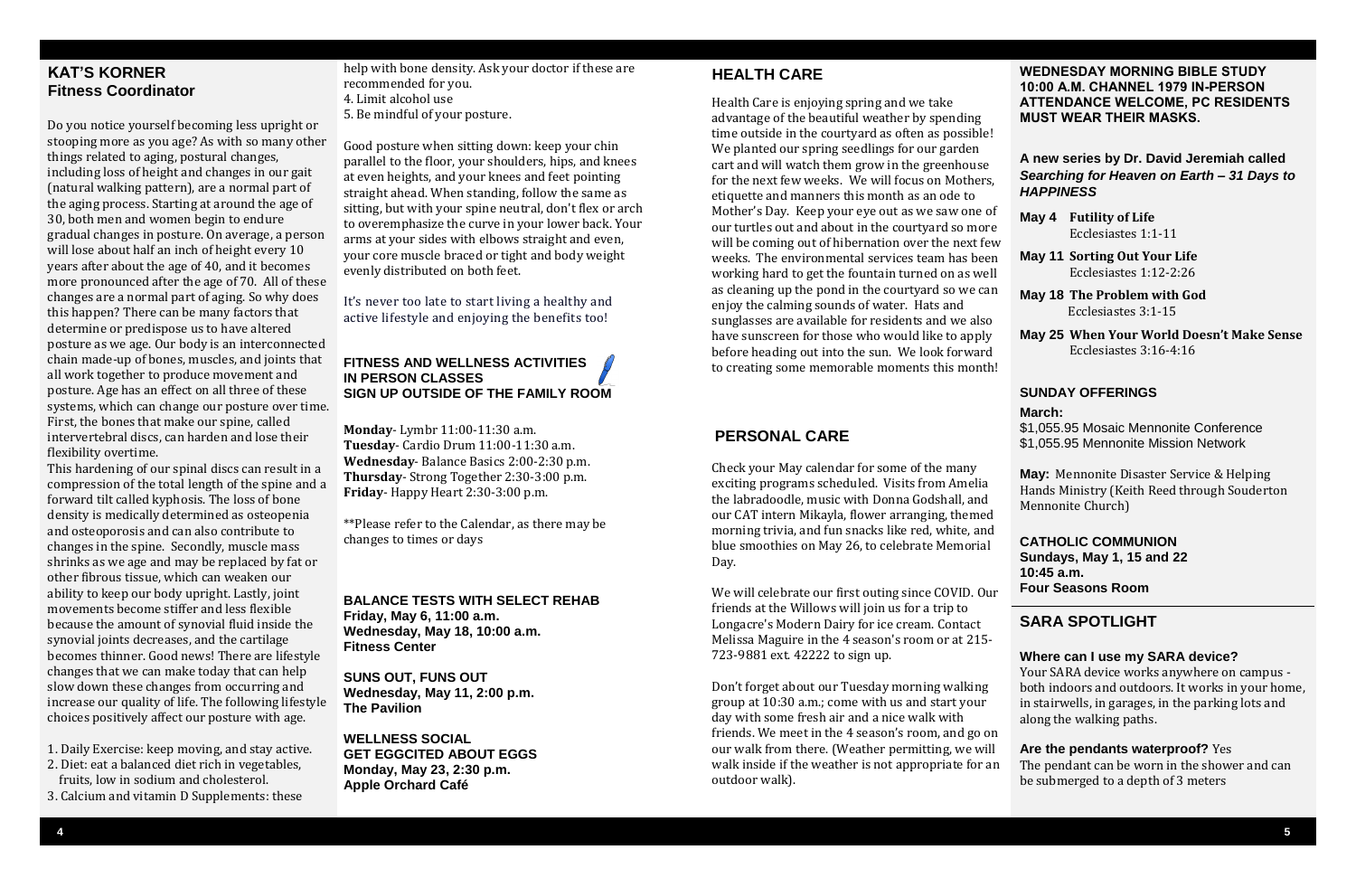## KAT'S KORNER
### Fitness Coordinator

Do you notice yourself becoming less upright or stooping more as you age? As with so many other things related to aging, postural changes, including loss of height and changes in our gait (natural walking pattern), are a normal part of the aging process. Starting at around the age of 30, both men and women begin to endure gradual changes in posture. On average, a person will lose about half an inch of height every 10 years after about the age of 40, and it becomes more pronounced after the age of 70. All of these changes are a normal part of aging. So why does this happen? There can be many factors that determine or predispose us to have altered posture as we age. Our body is an interconnected chain made-up of bones, muscles, and joints that all work together to produce movement and posture. Age has an effect on all three of these systems, which can change our posture over time. First, the bones that make our spine, called intervertebral discs, can harden and lose their flexibility overtime.

This hardening of our spinal discs can result in a compression of the total length of the spine and a forward tilt called kyphosis. The loss of bone density is medically determined as osteopenia and osteoporosis and can also contribute to changes in the spine. Secondly, muscle mass shrinks as we age and may be replaced by fat or other fibrous tissue, which can weaken our ability to keep our body upright. Lastly, joint movements become stiffer and less flexible because the amount of synovial fluid inside the synovial joints decreases, and the cartilage becomes thinner. Good news! There are lifestyle changes that we can make today that can help slow down these changes from occurring and increase our quality of life. The following lifestyle choices positively affect our posture with age.

1. Daily Exercise: keep moving, and stay active.
2. Diet: eat a balanced diet rich in vegetables, fruits, low in sodium and cholesterol.
3. Calcium and vitamin D Supplements: these help with bone density. Ask your doctor if these are recommended for you.
4. Limit alcohol use
5. Be mindful of your posture.

Good posture when sitting down: keep your chin parallel to the floor, your shoulders, hips, and knees at even heights, and your knees and feet pointing straight ahead. When standing, follow the same as sitting, but with your spine neutral, don't flex or arch to overemphasize the curve in your lower back. Your arms at your sides with elbows straight and even, your core muscle braced or tight and body weight evenly distributed on both feet.

It's never too late to start living a healthy and active lifestyle and enjoying the benefits too!

**FITNESS AND WELLNESS ACTIVITIES IN PERSON CLASSES SIGN UP OUTSIDE OF THE FAMILY ROOM**

**Monday**- Lymbr 11:00-11:30 a.m.
**Tuesday**- Cardio Drum 11:00-11:30 a.m.
**Wednesday**- Balance Basics 2:00-2:30 p.m.
**Thursday**- Strong Together 2:30-3:00 p.m.
**Friday**- Happy Heart 2:30-3:00 p.m.

**Please refer to the Calendar, as there may be changes to times or days

**BALANCE TESTS WITH SELECT REHAB**
**Friday, May 6, 11:00 a.m.**
**Wednesday, May 18, 10:00 a.m.**
**Fitness Center**

**SUNS OUT, FUNS OUT**
**Wednesday, May 11, 2:00 p.m.**
**The Pavilion**

**WELLNESS SOCIAL**
**GET EGGCITED ABOUT EGGS**
**Monday, May 23, 2:30 p.m.**
**Apple Orchard Café**

## HEALTH CARE

Health Care is enjoying spring and we take advantage of the beautiful weather by spending time outside in the courtyard as often as possible! We planted our spring seedlings for our garden cart and will watch them grow in the greenhouse for the next few weeks. We will focus on Mothers, etiquette and manners this month as an ode to Mother's Day. Keep your eye out as we saw one of our turtles out and about in the courtyard so more will be coming out of hibernation over the next few weeks. The environmental services team has been working hard to get the fountain turned on as well as cleaning up the pond in the courtyard so we can enjoy the calming sounds of water. Hats and sunglasses are available for residents and we also have sunscreen for those who would like to apply before heading out into the sun. We look forward to creating some memorable moments this month!

## PERSONAL CARE

Check your May calendar for some of the many exciting programs scheduled. Visits from Amelia the labradoodle, music with Donna Godshall, and our CAT intern Mikayla, flower arranging, themed morning trivia, and fun snacks like red, white, and blue smoothies on May 26, to celebrate Memorial Day.

We will celebrate our first outing since COVID. Our friends at the Willows will join us for a trip to Longacre's Modern Dairy for ice cream. Contact Melissa Maguire in the 4 season's room or at 215-723-9881 ext. 42222 to sign up.

Don't forget about our Tuesday morning walking group at 10:30 a.m.; come with us and start your day with some fresh air and a nice walk with friends. We meet in the 4 season's room, and go on our walk from there. (Weather permitting, we will walk inside if the weather is not appropriate for an outdoor walk).

**WEDNESDAY MORNING BIBLE STUDY 10:00 A.M. CHANNEL 1979 IN-PERSON ATTENDANCE WELCOME, PC RESIDENTS MUST WEAR THEIR MASKS.**

**A new series by Dr. David Jeremiah called *Searching for Heaven on Earth – 31 Days to HAPPINESS***

**May 4 Futility of Life**
Ecclesiastes 1:1-11

**May 11 Sorting Out Your Life**
Ecclesiastes 1:12-2:26

**May 18 The Problem with God**
Ecclesiastes 3:1-15

**May 25 When Your World Doesn't Make Sense**
Ecclesiastes 3:16-4:16

**SUNDAY OFFERINGS**

**March:**
$1,055.95 Mosaic Mennonite Conference
$1,055.95 Mennonite Mission Network

**May:** Mennonite Disaster Service & Helping Hands Ministry (Keith Reed through Souderton Mennonite Church)

**CATHOLIC COMMUNION**
**Sundays, May 1, 15 and 22**
**10:45 a.m.**
**Four Seasons Room**

## SARA SPOTLIGHT

**Where can I use my SARA device?**
Your SARA device works anywhere on campus - both indoors and outdoors. It works in your home, in stairwells, in garages, in the parking lots and along the walking paths.

**Are the pendants waterproof?** Yes
The pendant can be worn in the shower and can be submerged to a depth of 3 meters